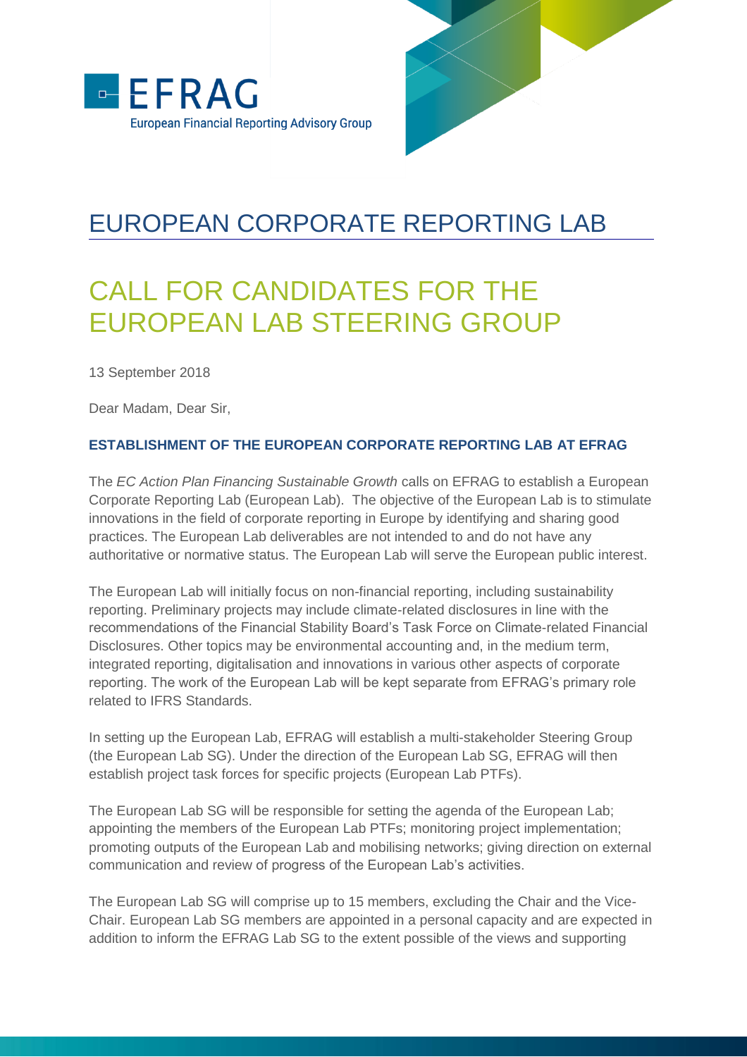EFRAG

European Financial Reporting Advisory Group

# EUROPEAN CORPORATE REPORTING LAB

# CALL FOR CANDIDATES FOR THE EUROPEAN LAB STEERING GROUP

13 September 2018

Dear Madam, Dear Sir,

### ESTABLISHMENT OF THE EUROPEAN CORPORATE REPORTING LAB AT EFRAG

The *EC Action Plan Financing Sustainable Growth* calls on EFRAG to establish a European Corporate Reporting Lab (European Lab). The objective of the European Lab is to stimulate innovations in the field of corporate reporting in Europe by identifying and sharing good practices. The European Lab deliverables are not intended to and do not have any authoritative or normative status. The European Lab will serve the European public interest.

The European Lab will initially focus on non-financial reporting, including sustainability reporting. Preliminary projects may include climate-related disclosures in line with the recommendations of the Financial Stability Board's Task Force on Climate-related Financial Disclosures. Other topics may be environmental accounting and, in the medium term, integrated reporting, digitalisation and innovations in various other aspects of corporate reporting. The work of the European Lab will be kept separate from EFRAG's primary role related to IFRS Standards.

In setting up the European Lab, EFRAG will establish a multi-stakeholder Steering Group (the European Lab SG). Under the direction of the European Lab SG, EFRAG will then establish project task forces for specific projects (European Lab PTFs).

The European Lab SG will be responsible for setting the agenda of the European Lab; appointing the members of the European Lab PTFs; monitoring project implementation; promoting outputs of the European Lab and mobilising networks; giving direction on external communication and review of progress of the European Lab's activities.

The European Lab SG will comprise up to 15 members, excluding the Chair and the Vice-Chair. European Lab SG members are appointed in a personal capacity and are expected in addition to inform the EFRAG Lab SG to the extent possible of the views and supporting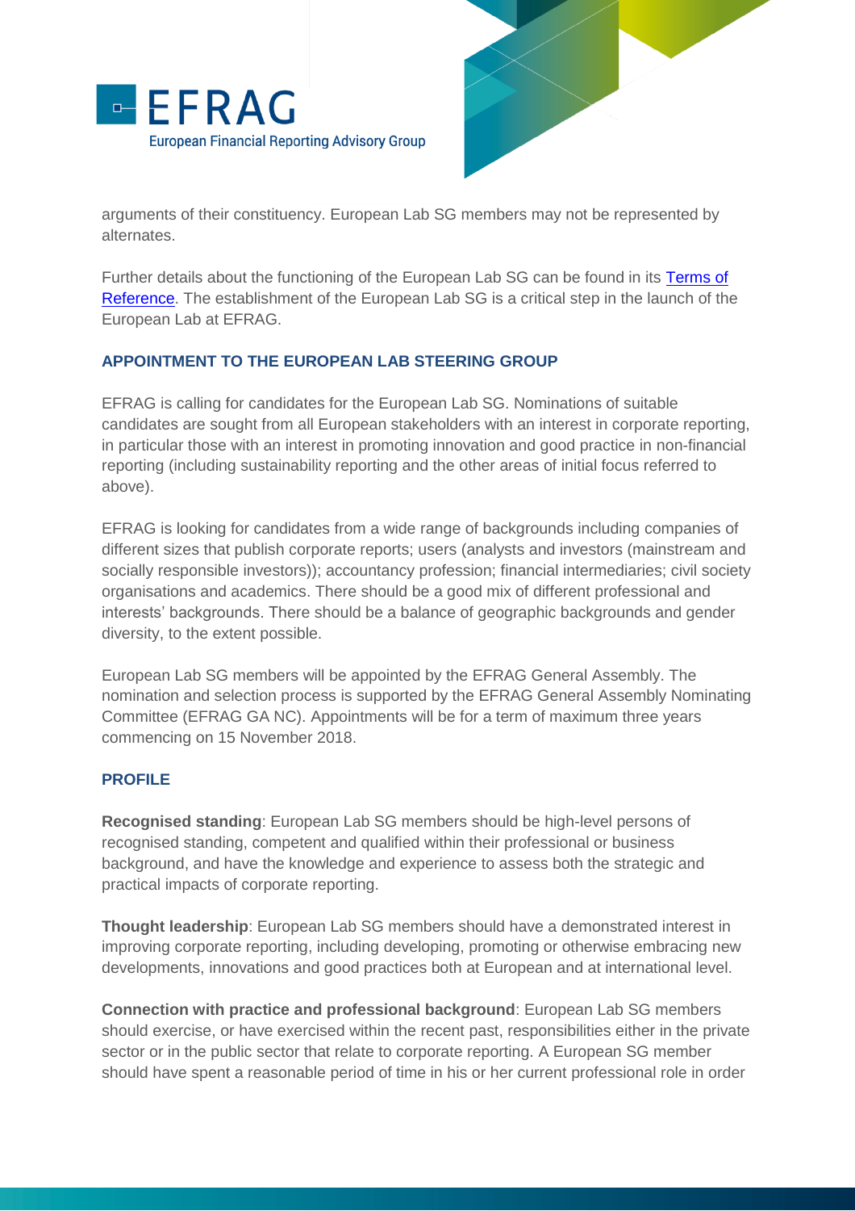arguments of their constituency. European Lab SG members may not be represented by alternates.

Further details about the functioning of the European Lab SG can be found in its [Terms of Reference](). The establishment of the European Lab SG is a critical step in the launch of the European Lab at EFRAG.

## APPOINTMENT TO THE EUROPEAN LAB STEERING GROUP

EFRAG is calling for candidates for the European Lab SG. Nominations of suitable candidates are sought from all European stakeholders with an interest in corporate reporting, in particular those with an interest in promoting innovation and good practice in non-financial reporting (including sustainability reporting and the other areas of initial focus referred to above).

EFRAG is looking for candidates from a wide range of backgrounds including companies of different sizes that publish corporate reports; users (analysts and investors (mainstream and socially responsible investors)); accountancy profession; financial intermediaries; civil society organisations and academics. There should be a good mix of different professional and interests' backgrounds. There should be a balance of geographic backgrounds and gender diversity, to the extent possible.

European Lab SG members will be appointed by the EFRAG General Assembly. The nomination and selection process is supported by the EFRAG General Assembly Nominating Committee (EFRAG GA NC). Appointments will be for a term of maximum three years commencing on 15 November 2018.

## PROFILE

**Recognised standing**: European Lab SG members should be high-level persons of recognised standing, competent and qualified within their professional or business background, and have the knowledge and experience to assess both the strategic and practical impacts of corporate reporting.

**Thought leadership**: European Lab SG members should have a demonstrated interest in improving corporate reporting, including developing, promoting or otherwise embracing new developments, innovations and good practices both at European and at international level.

**Connection with practice and professional background**: European Lab SG members should exercise, or have exercised within the recent past, responsibilities either in the private sector or in the public sector that relate to corporate reporting. A European SG member should have spent a reasonable period of time in his or her current professional role in order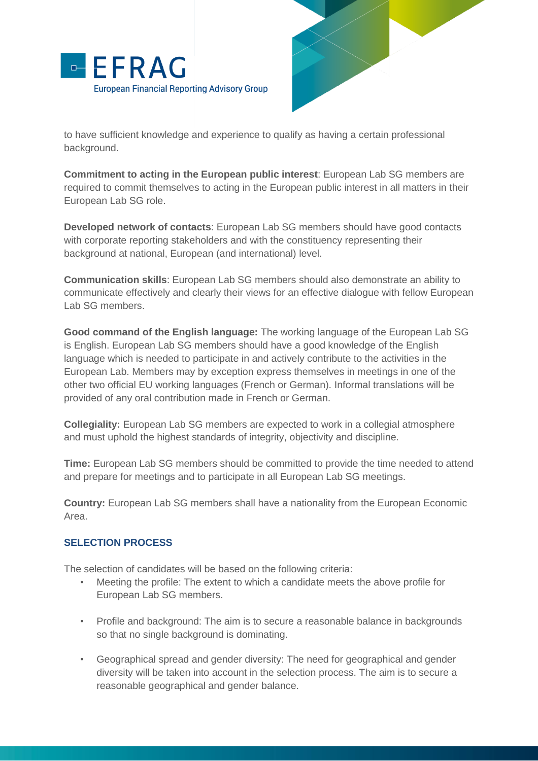to have sufficient knowledge and experience to qualify as having a certain professional background.

**Commitment to acting in the European public interest**: European Lab SG members are required to commit themselves to acting in the European public interest in all matters in their European Lab SG role.

**Developed network of contacts**: European Lab SG members should have good contacts with corporate reporting stakeholders and with the constituency representing their background at national, European (and international) level.

**Communication skills**: European Lab SG members should also demonstrate an ability to communicate effectively and clearly their views for an effective dialogue with fellow European Lab SG members.

**Good command of the English language:** The working language of the European Lab SG is English. European Lab SG members should have a good knowledge of the English language which is needed to participate in and actively contribute to the activities in the European Lab. Members may by exception express themselves in meetings in one of the other two official EU working languages (French or German). Informal translations will be provided of any oral contribution made in French or German.

**Collegiality:** European Lab SG members are expected to work in a collegial atmosphere and must uphold the highest standards of integrity, objectivity and discipline.

**Time:** European Lab SG members should be committed to provide the time needed to attend and prepare for meetings and to participate in all European Lab SG meetings.

**Country:** European Lab SG members shall have a nationality from the European Economic Area.

## SELECTION PROCESS

The selection of candidates will be based on the following criteria:

- Meeting the profile: The extent to which a candidate meets the above profile for European Lab SG members.
- Profile and background: The aim is to secure a reasonable balance in backgrounds so that no single background is dominating.
- Geographical spread and gender diversity: The need for geographical and gender diversity will be taken into account in the selection process. The aim is to secure a reasonable geographical and gender balance.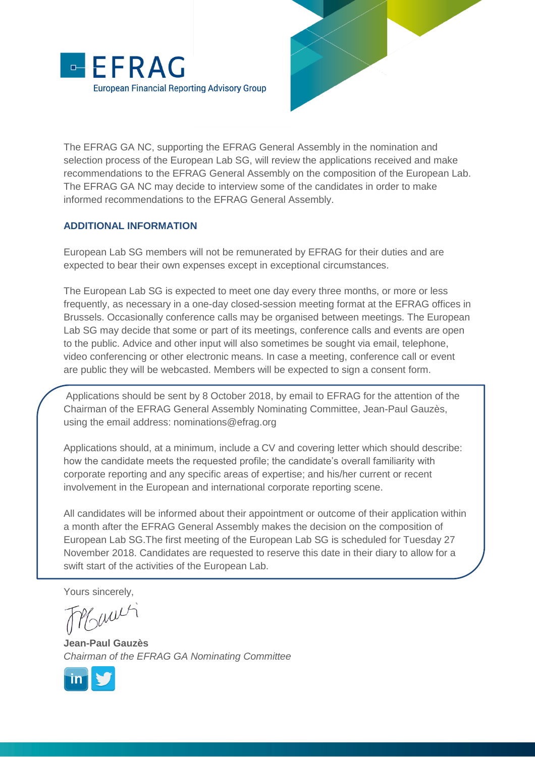The EFRAG GA NC, supporting the EFRAG General Assembly in the nomination and selection process of the European Lab SG, will review the applications received and make recommendations to the EFRAG General Assembly on the composition of the European Lab. The EFRAG GA NC may decide to interview some of the candidates in order to make informed recommendations to the EFRAG General Assembly.

## ADDITIONAL INFORMATION

European Lab SG members will not be remunerated by EFRAG for their duties and are expected to bear their own expenses except in exceptional circumstances.

The European Lab SG is expected to meet one day every three months, or more or less frequently, as necessary in a one-day closed-session meeting format at the EFRAG offices in Brussels. Occasionally conference calls may be organised between meetings. The European Lab SG may decide that some or part of its meetings, conference calls and events are open to the public. Advice and other input will also sometimes be sought via email, telephone, video conferencing or other electronic means. In case a meeting, conference call or event are public they will be webcasted. Members will be expected to sign a consent form.

Applications should be sent by 8 October 2018, by email to EFRAG for the attention of the Chairman of the EFRAG General Assembly Nominating Committee, Jean-Paul Gauzès, using the email address: nominations@efrag.org

Applications should, at a minimum, include a CV and covering letter which should describe: how the candidate meets the requested profile; the candidate's overall familiarity with corporate reporting and any specific areas of expertise; and his/her current or recent involvement in the European and international corporate reporting scene.

All candidates will be informed about their appointment or outcome of their application within a month after the EFRAG General Assembly makes the decision on the composition of European Lab SG.The first meeting of the European Lab SG is scheduled for Tuesday 27 November 2018. Candidates are requested to reserve this date in their diary to allow for a swift start of the activities of the European Lab.

Yours sincerely,

**Jean-Paul Gauzès**
*Chairman of the EFRAG GA Nominating Committee*